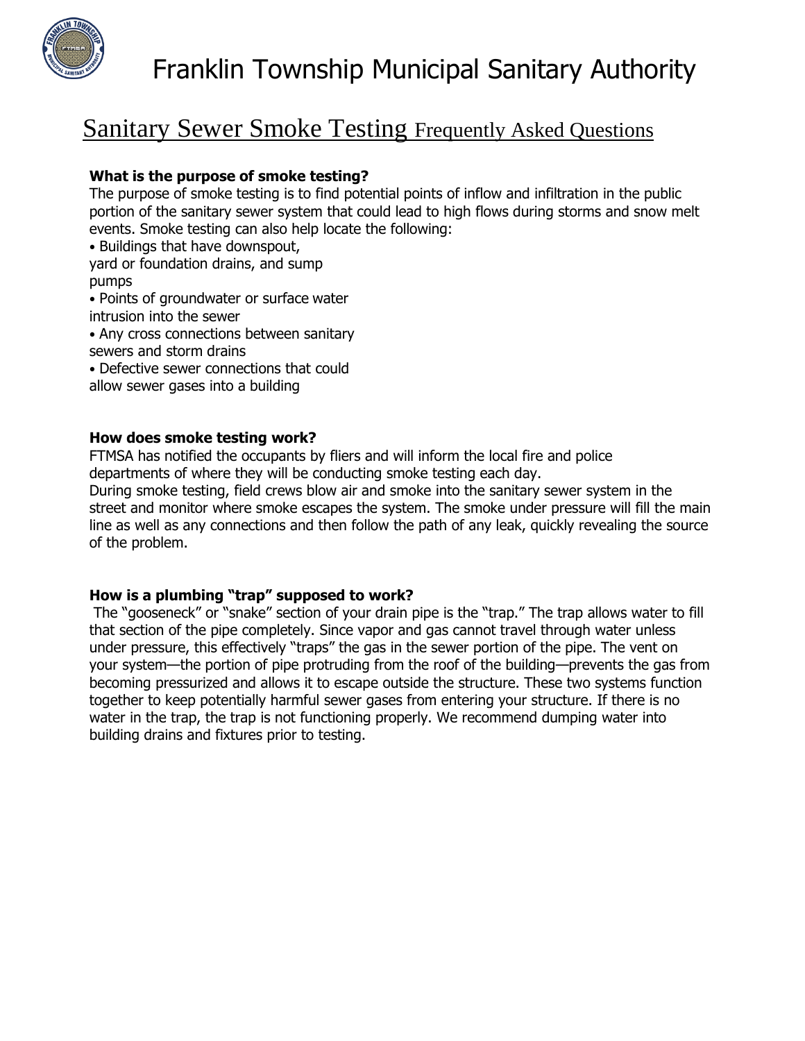# Franklin Township Municipal Sanitary Authority

## Sanitary Sewer Smoke Testing Frequently Asked Questions

**What is the purpose of smoke testing?**

The purpose of smoke testing is to find potential points of inflow and infiltration in the public portion of the sanitary sewer system that could lead to high flows during storms and snow melt events. Smoke testing can also help locate the following:

- Buildings that have downspout, yard or foundation drains, and sump pumps
- Points of groundwater or surface water intrusion into the sewer
- Any cross connections between sanitary sewers and storm drains
- Defective sewer connections that could allow sewer gases into a building

**How does smoke testing work?**

FTMSA has notified the occupants by fliers and will inform the local fire and police departments of where they will be conducting smoke testing each day.

During smoke testing, field crews blow air and smoke into the sanitary sewer system in the street and monitor where smoke escapes the system. The smoke under pressure will fill the main line as well as any connections and then follow the path of any leak, quickly revealing the source of the problem.

**How is a plumbing "trap" supposed to work?**

The "gooseneck" or "snake" section of your drain pipe is the "trap." The trap allows water to fill that section of the pipe completely. Since vapor and gas cannot travel through water unless under pressure, this effectively "traps" the gas in the sewer portion of the pipe. The vent on your system—the portion of pipe protruding from the roof of the building—prevents the gas from becoming pressurized and allows it to escape outside the structure. These two systems function together to keep potentially harmful sewer gases from entering your structure. If there is no water in the trap, the trap is not functioning properly. We recommend dumping water into building drains and fixtures prior to testing.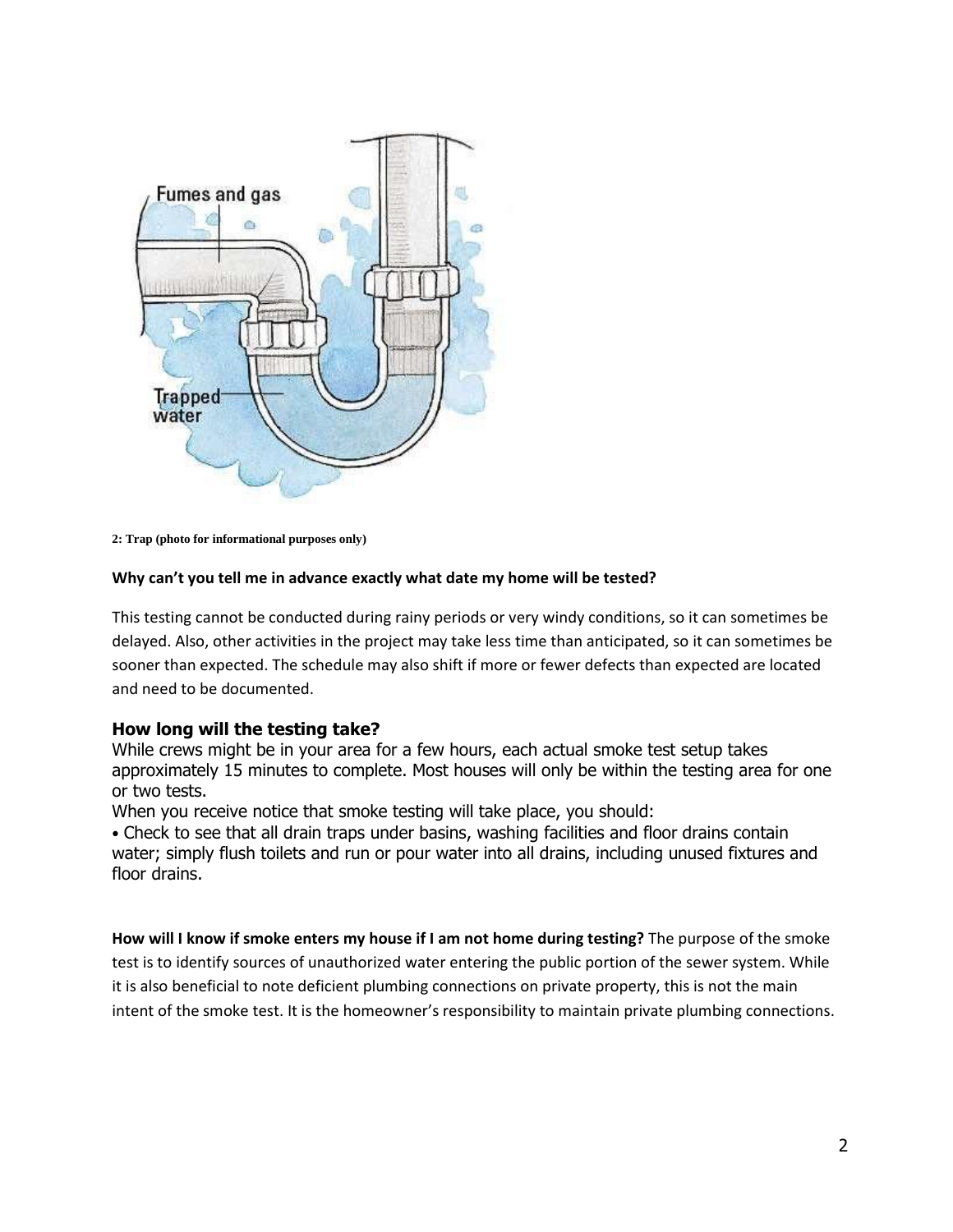2: Trap (photo for informational purposes only)

**Why can't you tell me in advance exactly what date my home will be tested?**

This testing cannot be conducted during rainy periods or very windy conditions, so it can sometimes be delayed. Also, other activities in the project may take less time than anticipated, so it can sometimes be sooner than expected. The schedule may also shift if more or fewer defects than expected are located and need to be documented.

## How long will the testing take?

While crews might be in your area for a few hours, each actual smoke test setup takes approximately 15 minutes to complete. Most houses will only be within the testing area for one or two tests.

When you receive notice that smoke testing will take place, you should:

- Check to see that all drain traps under basins, washing facilities and floor drains contain water; simply flush toilets and run or pour water into all drains, including unused fixtures and floor drains.

**How will I know if smoke enters my house if I am not home during testing?** The purpose of the smoke test is to identify sources of unauthorized water entering the public portion of the sewer system. While it is also beneficial to note deficient plumbing connections on private property, this is not the main intent of the smoke test. It is the homeowner's responsibility to maintain private plumbing connections.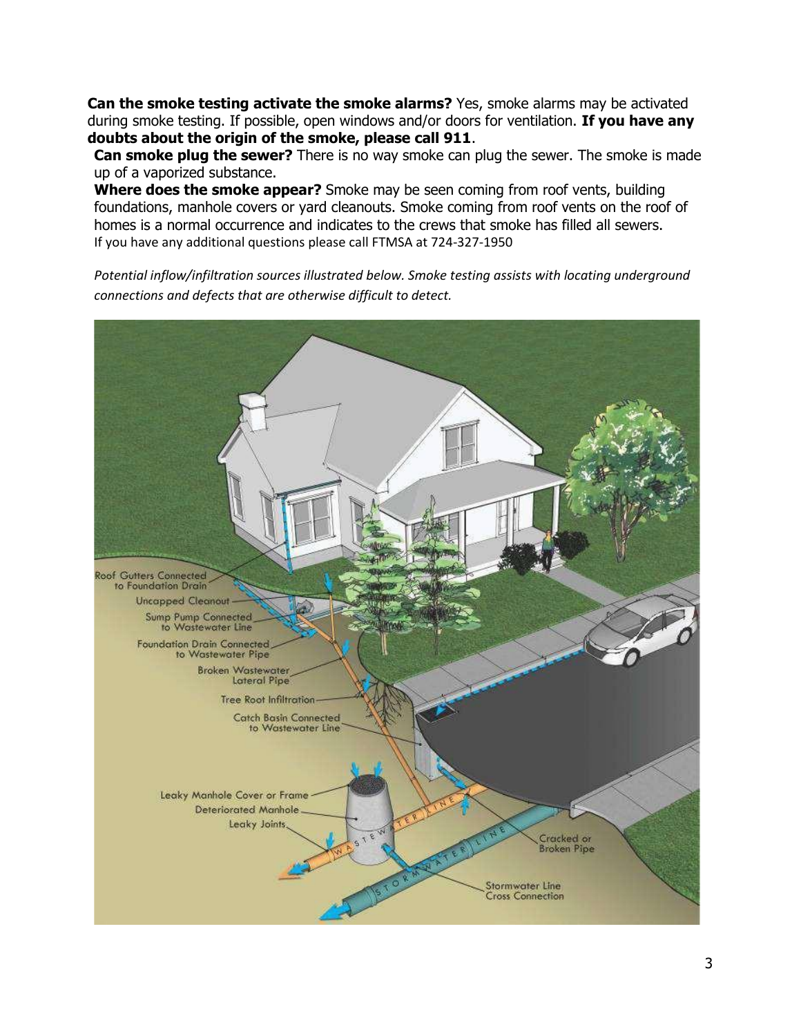**Can the smoke testing activate the smoke alarms?** Yes, smoke alarms may be activated during smoke testing. If possible, open windows and/or doors for ventilation. **If you have any doubts about the origin of the smoke, please call 911**.

**Can smoke plug the sewer?** There is no way smoke can plug the sewer. The smoke is made up of a vaporized substance.

**Where does the smoke appear?** Smoke may be seen coming from roof vents, building foundations, manhole covers or yard cleanouts. Smoke coming from roof vents on the roof of homes is a normal occurrence and indicates to the crews that smoke has filled all sewers.

If you have any additional questions please call FTMSA at 724-327-1950

*Potential inflow/infiltration sources illustrated below. Smoke testing assists with locating underground connections and defects that are otherwise difficult to detect.*